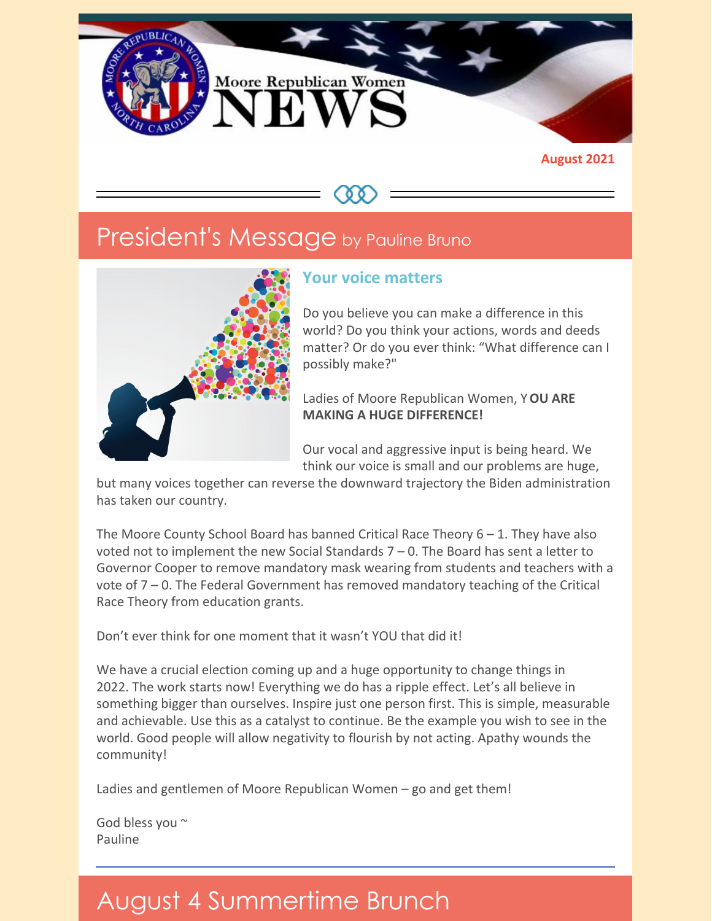# Moore Republican Women NEWS

**August 2021**

## President's Message by Pauline Bruno

### Your voice matters

Do you believe you can make a difference in this world? Do you think your actions, words and deeds matter? Or do you ever think: "What difference can I possibly make?"

Ladies of Moore Republican Women, Y**OU ARE MAKING A HUGE DIFFERENCE!**

Our vocal and aggressive input is being heard. We think our voice is small and our problems are huge, but many voices together can reverse the downward trajectory the Biden administration has taken our country.

The Moore County School Board has banned Critical Race Theory 6 – 1. They have also voted not to implement the new Social Standards 7 – 0. The Board has sent a letter to Governor Cooper to remove mandatory mask wearing from students and teachers with a vote of 7 – 0. The Federal Government has removed mandatory teaching of the Critical Race Theory from education grants.

Don't ever think for one moment that it wasn't YOU that did it!

We have a crucial election coming up and a huge opportunity to change things in 2022. The work starts now! Everything we do has a ripple effect. Let's all believe in something bigger than ourselves. Inspire just one person first. This is simple, measurable and achievable. Use this as a catalyst to continue. Be the example you wish to see in the world. Good people will allow negativity to flourish by not acting. Apathy wounds the community!

Ladies and gentlemen of Moore Republican Women – go and get them!

God bless you ~
Pauline

## August 4 Summertime Brunch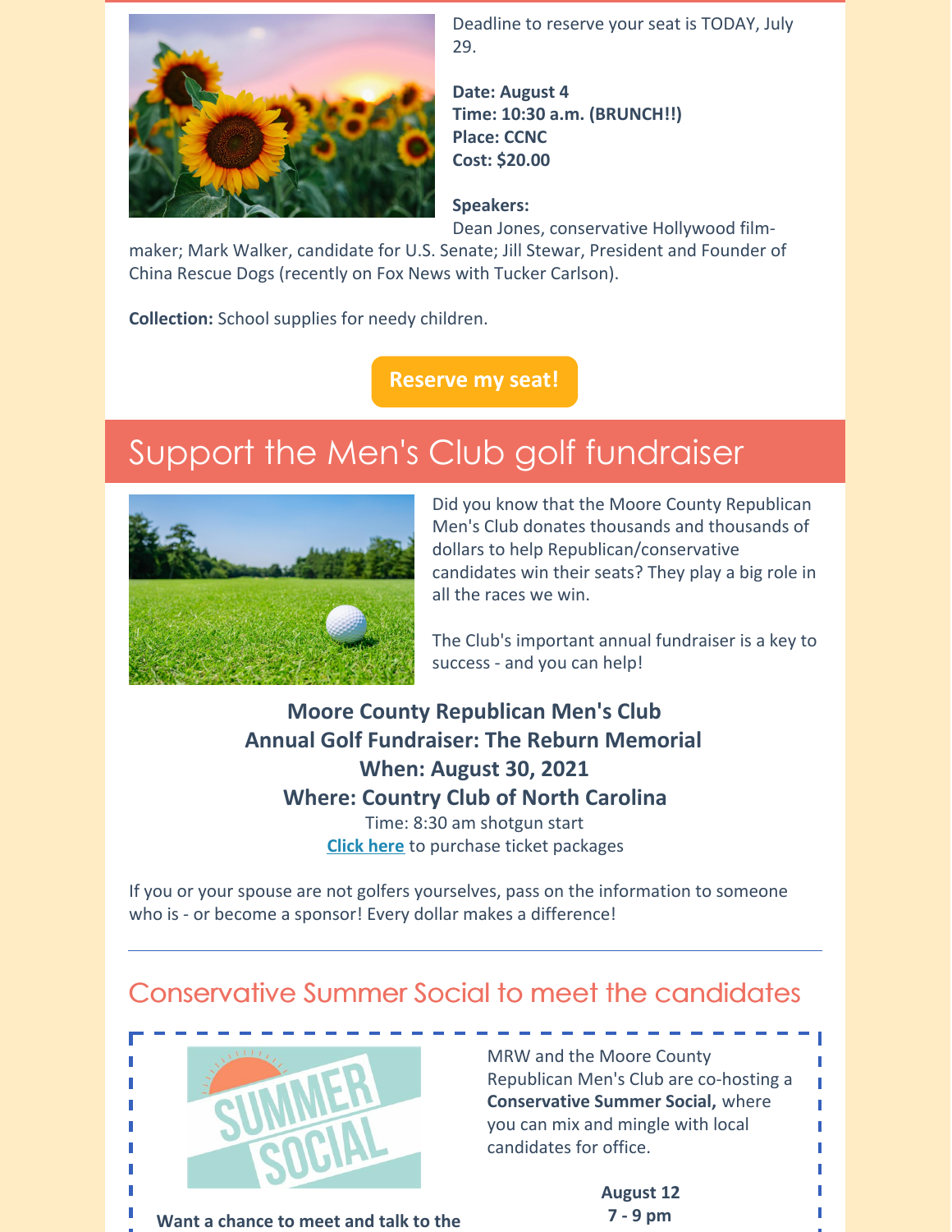Deadline to reserve your seat is TODAY, July 29.

**Date: August 4**
**Time: 10:30 a.m. (BRUNCH!!)**
**Place: CCNC**
**Cost: $20.00**

**Speakers:**
Dean Jones, conservative Hollywood film-maker; Mark Walker, candidate for U.S. Senate; Jill Stewar, President and Founder of China Rescue Dogs (recently on Fox News with Tucker Carlson).

**Collection:** School supplies for needy children.

**Reserve my seat!**

# Support the Men's Club golf fundraiser

Did you know that the Moore County Republican Men's Club donates thousands and thousands of dollars to help Republican/conservative candidates win their seats? They play a big role in all the races we win.

The Club's important annual fundraiser is a key to success - and you can help!

**Moore County Republican Men's Club**
**Annual Golf Fundraiser: The Reburn Memorial**
**When: August 30, 2021**
**Where: Country Club of North Carolina**
Time: 8:30 am shotgun start
**Click here** to purchase ticket packages

If you or your spouse are not golfers yourselves, pass on the information to someone who is - or become a sponsor! Every dollar makes a difference!

---

## Conservative Summer Social to meet the candidates

MRW and the Moore County Republican Men's Club are co-hosting a **Conservative Summer Social,** where you can mix and mingle with local candidates for office.

**August 12**
**7 - 9 pm**

**Want a chance to meet and talk to the**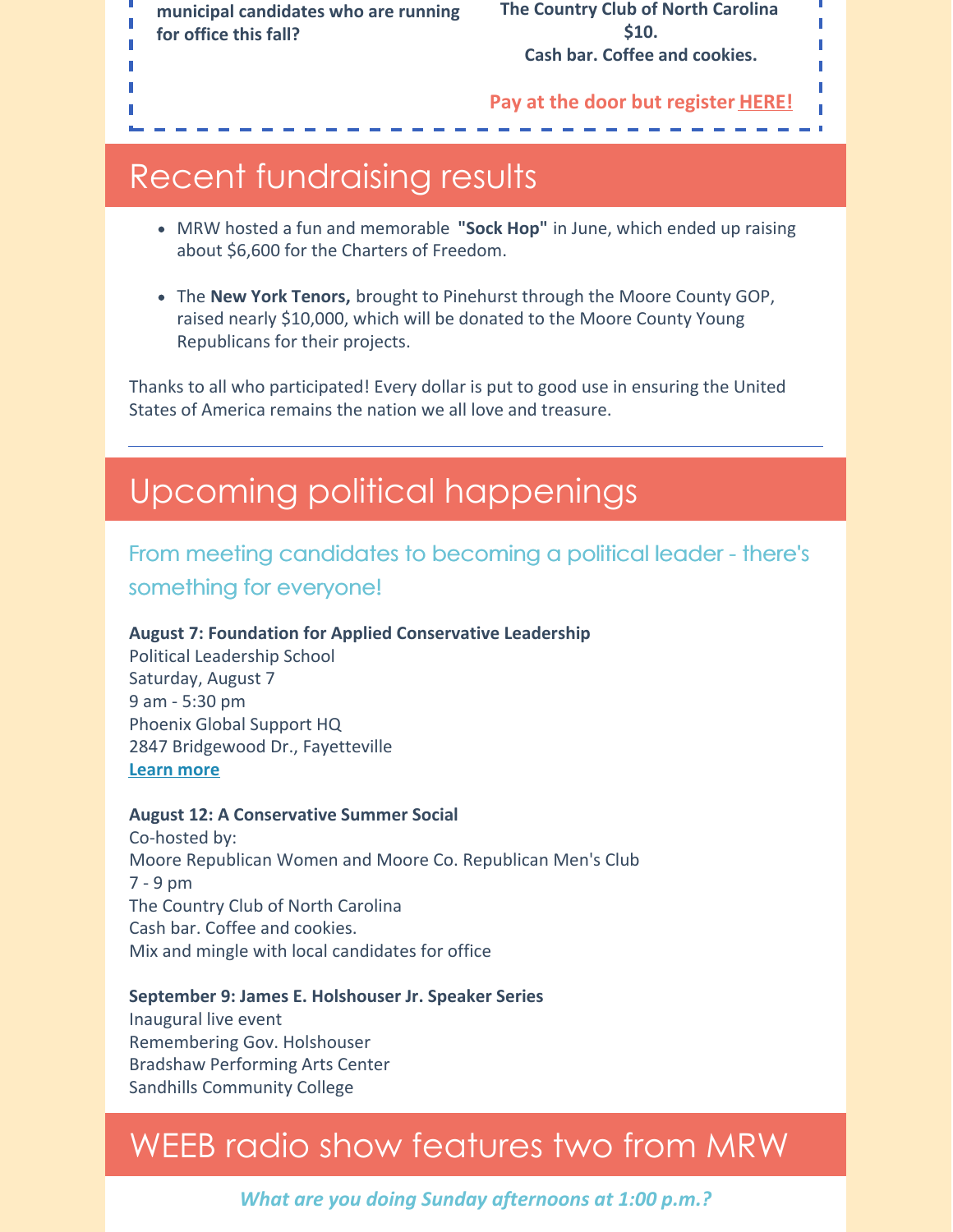**municipal candidates who are running for office this fall?**

**The Country Club of North Carolina**
**$10.**
**Cash bar. Coffee and cookies.**

**Pay at the door but register HERE!**

## Recent fundraising results

- MRW hosted a fun and memorable **"Sock Hop"** in June, which ended up raising about $6,600 for the Charters of Freedom.
- The **New York Tenors,** brought to Pinehurst through the Moore County GOP, raised nearly $10,000, which will be donated to the Moore County Young Republicans for their projects.

Thanks to all who participated! Every dollar is put to good use in ensuring the United States of America remains the nation we all love and treasure.

---

## Upcoming political happenings

### From meeting candidates to becoming a political leader - there's something for everyone!

**August 7: Foundation for Applied Conservative Leadership**
Political Leadership School
Saturday, August 7
9 am - 5:30 pm
Phoenix Global Support HQ
2847 Bridgewood Dr., Fayetteville
**Learn more**

**August 12: A Conservative Summer Social**
Co-hosted by:
Moore Republican Women and Moore Co. Republican Men's Club
7 - 9 pm
The Country Club of North Carolina
Cash bar. Coffee and cookies.
Mix and mingle with local candidates for office

**September 9: James E. Holshouser Jr. Speaker Series**
Inaugural live event
Remembering Gov. Holshouser
Bradshaw Performing Arts Center
Sandhills Community College

## WEEB radio show features two from MRW

***What are you doing Sunday afternoons at 1:00 p.m.?***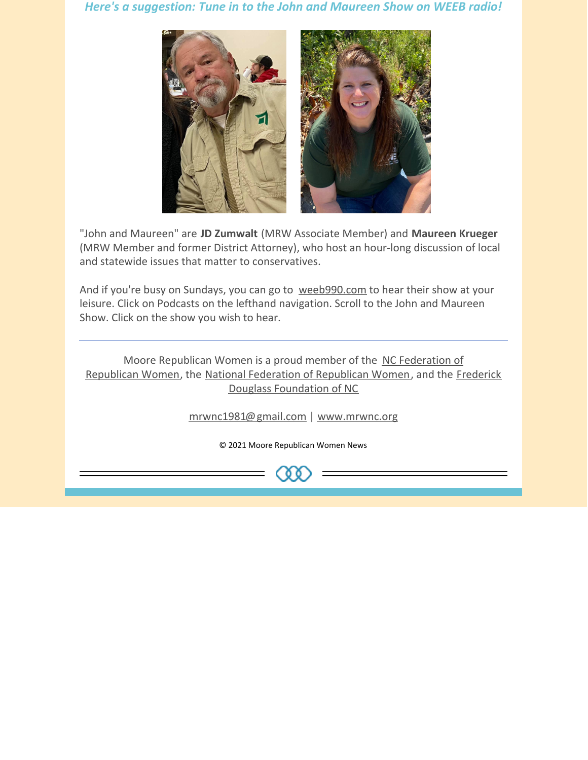***Here's a suggestion: Tune in to the John and Maureen Show on WEEB radio!***

"John and Maureen" are **JD Zumwalt** (MRW Associate Member) and **Maureen Krueger** (MRW Member and former District Attorney), who host an hour-long discussion of local and statewide issues that matter to conservatives.

And if you're busy on Sundays, you can go to weeb990.com to hear their show at your leisure. Click on Podcasts on the lefthand navigation. Scroll to the John and Maureen Show. Click on the show you wish to hear.

---

Moore Republican Women is a proud member of the NC Federation of Republican Women, the National Federation of Republican Women, and the Frederick Douglass Foundation of NC

mrwnc1981@gmail.com | www.mrwnc.org

© 2021 Moore Republican Women News